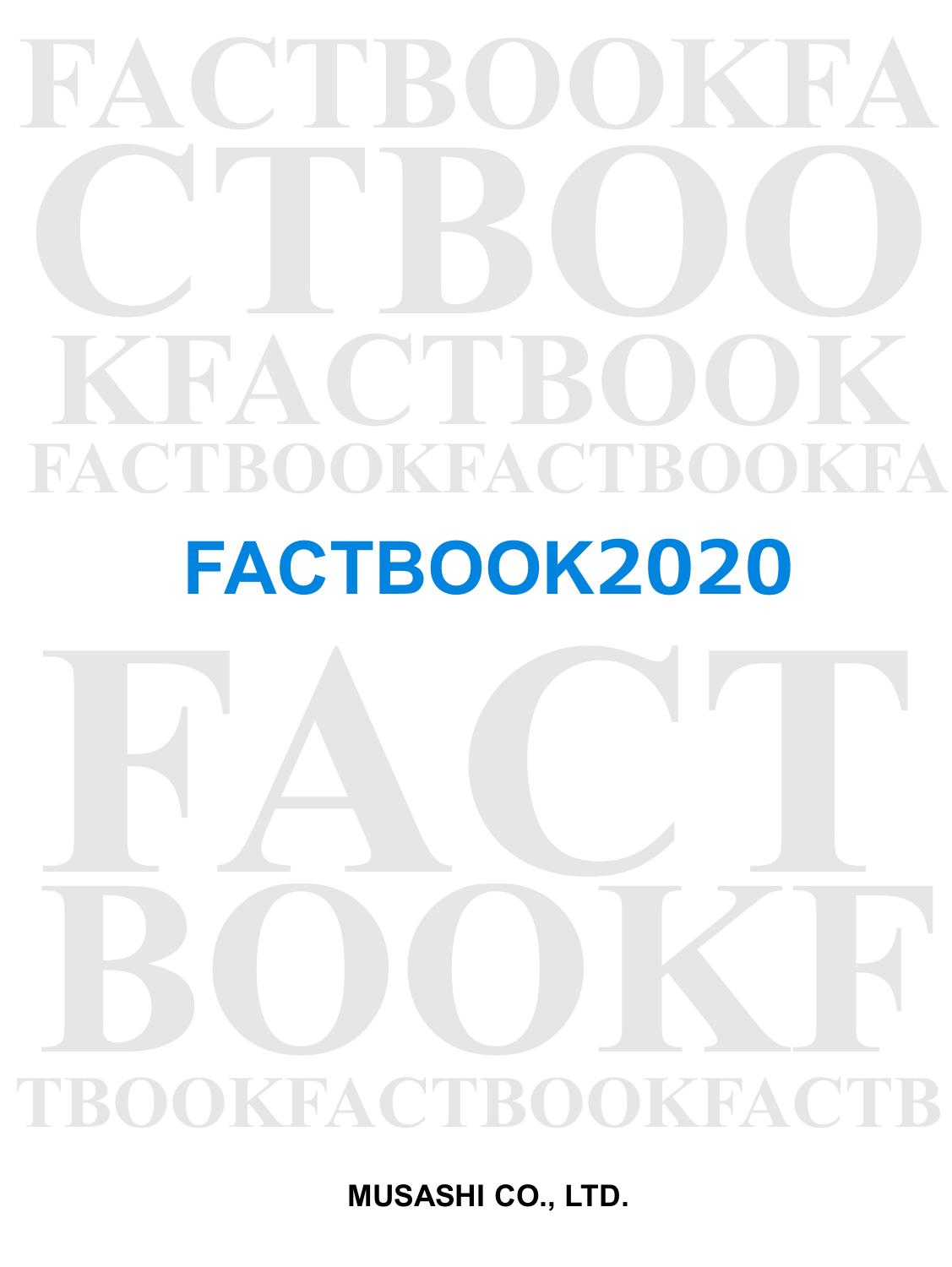# FACTBOOK2020

**MUSASHI CO., LTD.**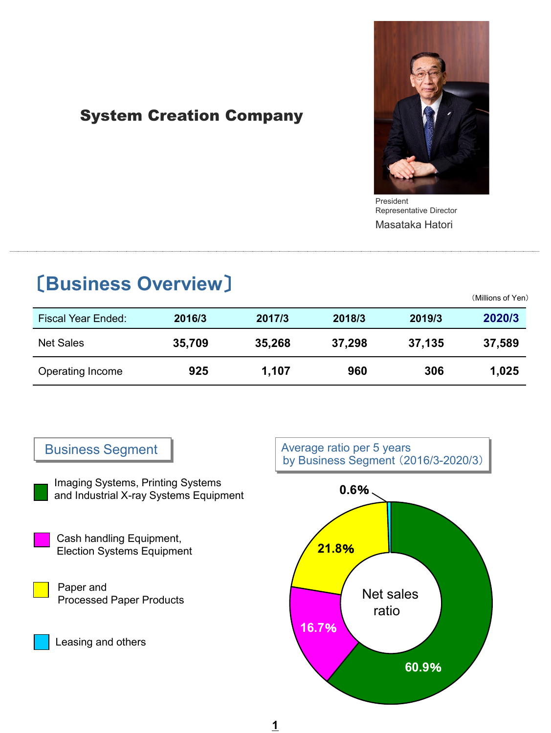# System Creation Company

President
Representative Director
Masataka Hatori

## 〔Business Overview〕

（Millions of Yen）

| Fiscal Year Ended: | 2016/3 | 2017/3 | 2018/3 | 2019/3 | 2020/3 |
|---|---|---|---|---|---|
| Net Sales | 35,709 | 35,268 | 37,298 | 37,135 | 37,589 |
| Operating Income | 925 | 1,107 | 960 | 306 | 1,025 |

### Business Segment

- Imaging Systems, Printing Systems and Industrial X-ray Systems Equipment
- Cash handling Equipment, Election Systems Equipment
- Paper and Processed Paper Products
- Leasing and others

### Average ratio per 5 years by Business Segment（2016/3-2020/3）

Net sales ratio

| Business Segment | Ratio |
|---|---|
| Imaging Systems, Printing Systems and Industrial X-ray Systems Equipment | 60.9% |
| Cash handling Equipment, Election Systems Equipment | 16.7% |
| Paper and Processed Paper Products | 21.8% |
| Leasing and others | 0.6% |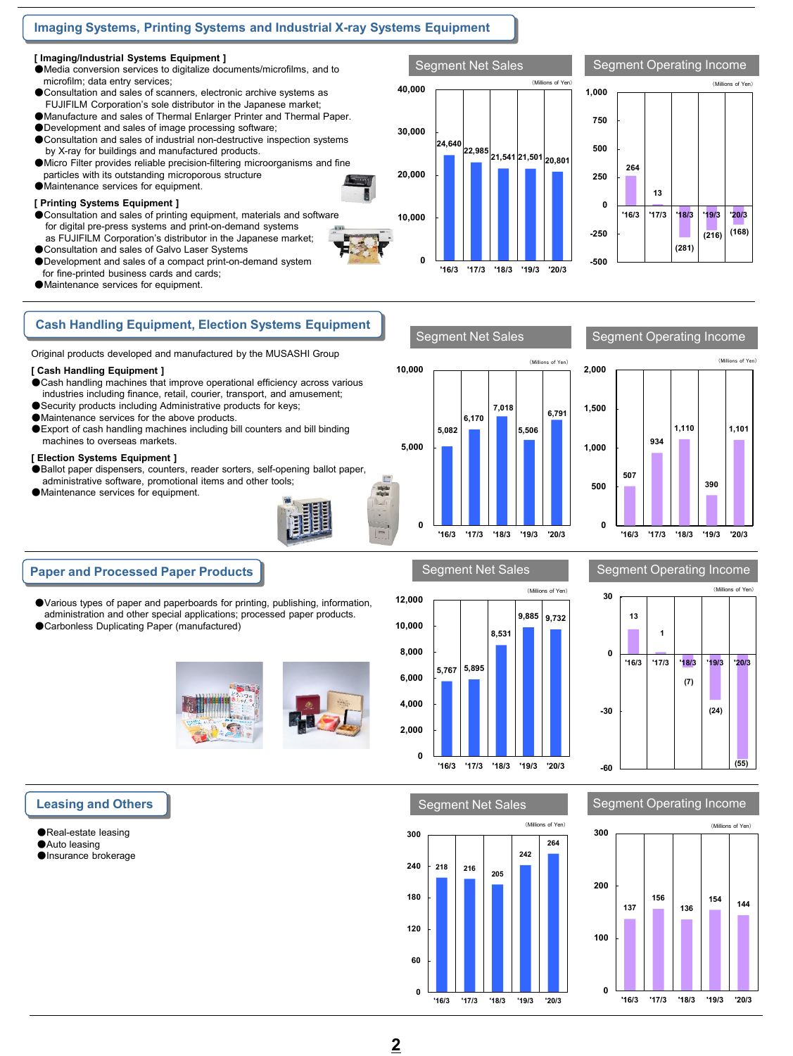## Imaging Systems, Printing Systems and Industrial X-ray Systems Equipment

**[ Imaging/Industrial Systems Equipment ]**

- Media conversion services to digitalize documents/microfilms, and to microfilm; data entry services;
- Consultation and sales of scanners, electronic archive systems as FUJIFILM Corporation's sole distributor in the Japanese market;
- Manufacture and sales of Thermal Enlarger Printer and Thermal Paper.
- Development and sales of image processing software;
- Consultation and sales of industrial non-destructive inspection systems by X-ray for buildings and manufactured products.
- Micro Filter provides reliable precision-filtering microorganisms and fine particles with its outstanding microporous structure
- Maintenance services for equipment.

**[ Printing Systems Equipment ]**

- Consultation and sales of printing equipment, materials and software for digital pre-press systems and print-on-demand systems as FUJIFILM Corporation's distributor in the Japanese market;
- Consultation and sales of Galvo Laser Systems
- Development and sales of a compact print-on-demand system for fine-printed business cards and cards;
- Maintenance services for equipment.

**Segment Net Sales** (Millions of Yen)

| '16/3 | '17/3 | '18/3 | '19/3 | '20/3 |
|---|---|---|---|---|
| 24,640 | 22,985 | 21,541 | 21,501 | 20,801 |

**Segment Operating Income** (Millions of Yen)

| '16/3 | '17/3 | '18/3 | '19/3 | '20/3 |
|---|---|---|---|---|
| 264 | 13 | (281) | (216) | (168) |

## Cash Handling Equipment, Election Systems Equipment

Original products developed and manufactured by the MUSASHI Group

**[ Cash Handling Equipment ]**

- Cash handling machines that improve operational efficiency across various industries including finance, retail, courier, transport, and amusement;
- Security products including Administrative products for keys;
- Maintenance services for the above products.
- Export of cash handling machines including bill counters and bill binding machines to overseas markets.

**[ Election Systems Equipment ]**

- Ballot paper dispensers, counters, reader sorters, self-opening ballot paper, administrative software, promotional items and other tools;
- Maintenance services for equipment.

**Segment Net Sales** (Millions of Yen)

| '16/3 | '17/3 | '18/3 | '19/3 | '20/3 |
|---|---|---|---|---|
| 5,082 | 6,170 | 7,018 | 5,506 | 6,791 |

**Segment Operating Income** (Millions of Yen)

| '16/3 | '17/3 | '18/3 | '19/3 | '20/3 |
|---|---|---|---|---|
| 507 | 934 | 1,110 | 390 | 1,101 |

## Paper and Processed Paper Products

- Various types of paper and paperboards for printing, publishing, information, administration and other special applications; processed paper products.
- Carbonless Duplicating Paper (manufactured)

**Segment Net Sales** (Millions of Yen)

| '16/3 | '17/3 | '18/3 | '19/3 | '20/3 |
|---|---|---|---|---|
| 5,767 | 5,895 | 8,531 | 9,885 | 9,732 |

**Segment Operating Income** (Millions of Yen)

| '16/3 | '17/3 | '18/3 | '19/3 | '20/3 |
|---|---|---|---|---|
| 13 | 1 | (7) | (24) | (55) |

## Leasing and Others

- Real-estate leasing
- Auto leasing
- Insurance brokerage

**Segment Net Sales** (Millions of Yen)

| '16/3 | '17/3 | '18/3 | '19/3 | '20/3 |
|---|---|---|---|---|
| 218 | 216 | 205 | 242 | 264 |

**Segment Operating Income** (Millions of Yen)

| '16/3 | '17/3 | '18/3 | '19/3 | '20/3 |
|---|---|---|---|---|
| 137 | 156 | 136 | 154 | 144 |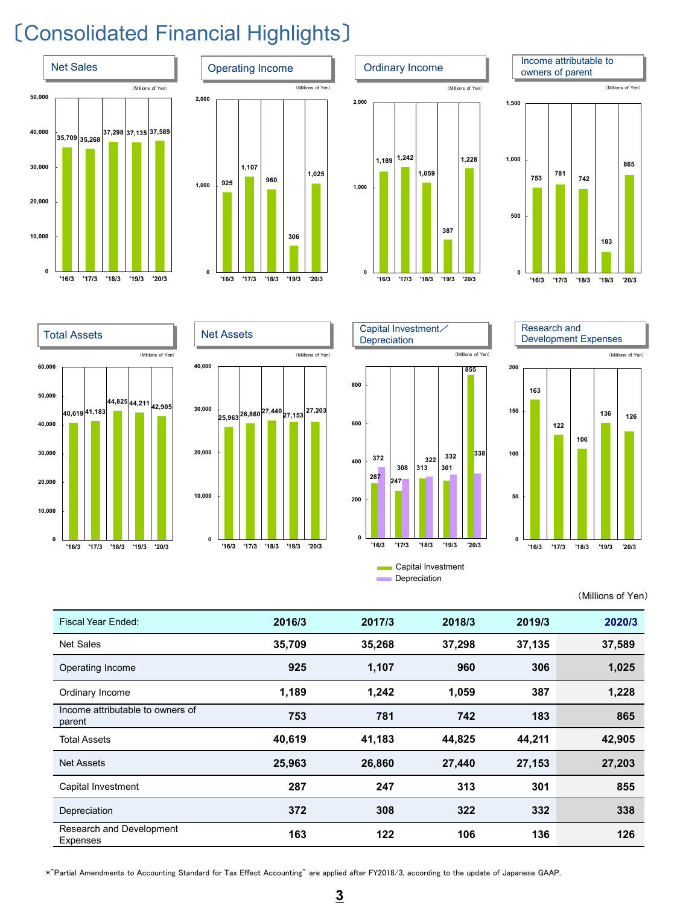# 〔Consolidated Financial Highlights〕

## Net Sales

(Millions of Yen)

| '16/3 | '17/3 | '18/3 | '19/3 | '20/3 |
|---|---|---|---|---|
| 35,709 | 35,268 | 37,298 | 37,135 | 37,589 |

## Operating Income

(Millions of Yen)

| '16/3 | '17/3 | '18/3 | '19/3 | '20/3 |
|---|---|---|---|---|
| 925 | 1,107 | 960 | 306 | 1,025 |

## Ordinary Income

(Millions of Yen)

| '16/3 | '17/3 | '18/3 | '19/3 | '20/3 |
|---|---|---|---|---|
| 1,189 | 1,242 | 1,059 | 387 | 1,228 |

## Income attributable to owners of parent

(Millions of Yen)

| '16/3 | '17/3 | '18/3 | '19/3 | '20/3 |
|---|---|---|---|---|
| 753 | 781 | 742 | 183 | 865 |

## Total Assets

(Millions of Yen)

| '16/3 | '17/3 | '18/3 | '19/3 | '20/3 |
|---|---|---|---|---|
| 40,619 | 41,183 | 44,825 | 44,211 | 42,905 |

## Net Assets

(Millions of Yen)

| '16/3 | '17/3 | '18/3 | '19/3 | '20/3 |
|---|---|---|---|---|
| 25,963 | 26,860 | 27,440 | 27,153 | 27,203 |

## Capital Investment／Depreciation

(Millions of Yen)

| | '16/3 | '17/3 | '18/3 | '19/3 | '20/3 |
|---|---|---|---|---|---|
| Capital Investment | 287 | 247 | 313 | 301 | 855 |
| Depreciation | 372 | 308 | 322 | 332 | 338 |

## Research and Development Expenses

(Millions of Yen)

| '16/3 | '17/3 | '18/3 | '19/3 | '20/3 |
|---|---|---|---|---|
| 163 | 122 | 106 | 136 | 126 |

(Millions of Yen)

| Fiscal Year Ended: | 2016/3 | 2017/3 | 2018/3 | 2019/3 | 2020/3 |
|---|---|---|---|---|---|
| Net Sales | 35,709 | 35,268 | 37,298 | 37,135 | 37,589 |
| Operating Income | 925 | 1,107 | 960 | 306 | 1,025 |
| Ordinary Income | 1,189 | 1,242 | 1,059 | 387 | 1,228 |
| Income attributable to owners of parent | 753 | 781 | 742 | 183 | 865 |
| Total Assets | 40,619 | 41,183 | 44,825 | 44,211 | 42,905 |
| Net Assets | 25,963 | 26,860 | 27,440 | 27,153 | 27,203 |
| Capital Investment | 287 | 247 | 313 | 301 | 855 |
| Depreciation | 372 | 308 | 322 | 332 | 338 |
| Research and Development Expenses | 163 | 122 | 106 | 136 | 126 |

*"Partial Amendments to Accounting Standard for Tax Effect Accounting" are applied after FY2018/3, according to the update of Japanese GAAP.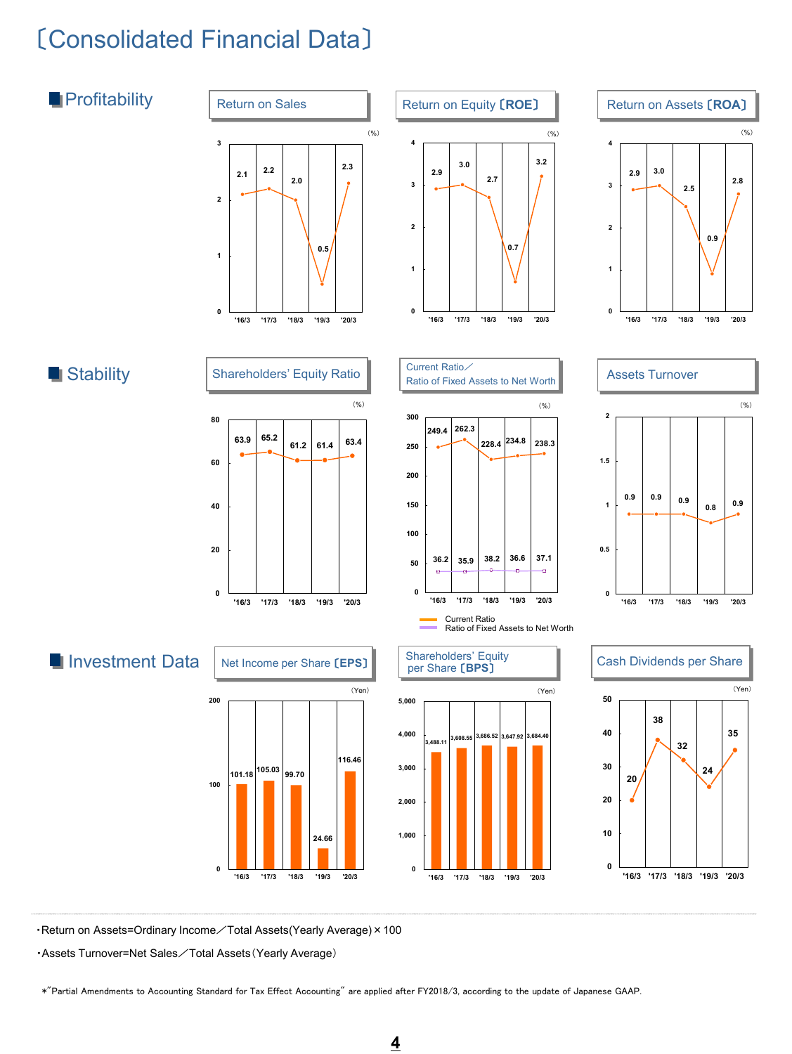# 〔Consolidated Financial Data〕

## Profitability

### Return on Sales

(%)

| | '16/3 | '17/3 | '18/3 | '19/3 | '20/3 |
|---|---|---|---|---|---|
| Return on Sales | 2.1 | 2.2 | 2.0 | 0.5 | 2.3 |

### Return on Equity〔ROE〕

(%)

| | '16/3 | '17/3 | '18/3 | '19/3 | '20/3 |
|---|---|---|---|---|---|
| ROE | 2.9 | 3.0 | 2.7 | 0.7 | 3.2 |

### Return on Assets〔ROA〕

(%)

| | '16/3 | '17/3 | '18/3 | '19/3 | '20/3 |
|---|---|---|---|---|---|
| ROA | 2.9 | 3.0 | 2.5 | 0.9 | 2.8 |

## Stability

### Shareholders' Equity Ratio

(%)

| | '16/3 | '17/3 | '18/3 | '19/3 | '20/3 |
|---|---|---|---|---|---|
| Shareholders' Equity Ratio | 63.9 | 65.2 | 61.2 | 61.4 | 63.4 |

### Current Ratio／Ratio of Fixed Assets to Net Worth

(%)

| | '16/3 | '17/3 | '18/3 | '19/3 | '20/3 |
|---|---|---|---|---|---|
| Current Ratio | 249.4 | 262.3 | 228.4 | 234.8 | 238.3 |
| Ratio of Fixed Assets to Net Worth | 36.2 | 35.9 | 38.2 | 36.6 | 37.1 |

### Assets Turnover

(%)

| | '16/3 | '17/3 | '18/3 | '19/3 | '20/3 |
|---|---|---|---|---|---|
| Assets Turnover | 0.9 | 0.9 | 0.9 | 0.8 | 0.9 |

## Investment Data

### Net Income per Share〔EPS〕

(Yen)

| | '16/3 | '17/3 | '18/3 | '19/3 | '20/3 |
|---|---|---|---|---|---|
| EPS | 101.18 | 105.03 | 99.70 | 24.66 | 116.46 |

### Shareholders' Equity per Share〔BPS〕

(Yen)

| | '16/3 | '17/3 | '18/3 | '19/3 | '20/3 |
|---|---|---|---|---|---|
| BPS | 3,488.11 | 3,608.55 | 3,686.52 | 3,647.92 | 3,684.40 |

### Cash Dividends per Share

(Yen)

| | '16/3 | '17/3 | '18/3 | '19/3 | '20/3 |
|---|---|---|---|---|---|
| Cash Dividends per Share | 20 | 38 | 32 | 24 | 35 |

・Return on Assets=Ordinary Income／Total Assets(Yearly Average)×100

・Assets Turnover=Net Sales／Total Assets（Yearly Average）

*"Partial Amendments to Accounting Standard for Tax Effect Accounting" are applied after FY2018/3, according to the update of Japanese GAAP.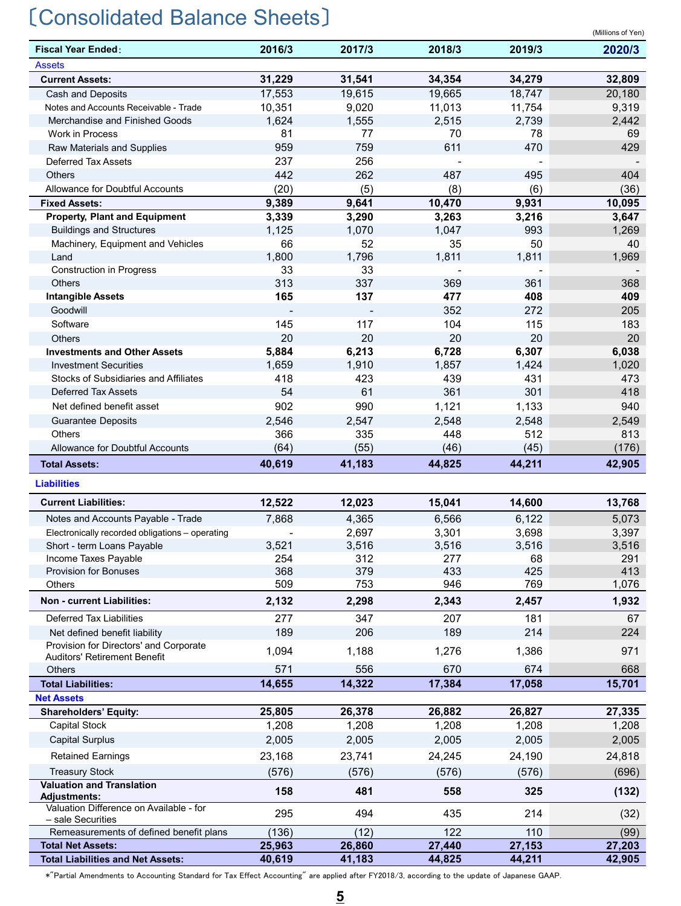# 〔Consolidated Balance Sheets〕

(Millions of Yen)

| Fiscal Year Ended: | 2016/3 | 2017/3 | 2018/3 | 2019/3 | 2020/3 |
|---|---|---|---|---|---|
| **Assets** | | | | | |
| **Current Assets:** | **31,229** | **31,541** | **34,354** | **34,279** | **32,809** |
| Cash and Deposits | 17,553 | 19,615 | 19,665 | 18,747 | 20,180 |
| Notes and Accounts Receivable - Trade | 10,351 | 9,020 | 11,013 | 11,754 | 9,319 |
| Merchandise and Finished Goods | 1,624 | 1,555 | 2,515 | 2,739 | 2,442 |
| Work in Process | 81 | 77 | 70 | 78 | 69 |
| Raw Materials and Supplies | 959 | 759 | 611 | 470 | 429 |
| Deferred Tax Assets | 237 | 256 | - | - | - |
| Others | 442 | 262 | 487 | 495 | 404 |
| Allowance for Doubtful Accounts | (20) | (5) | (8) | (6) | (36) |
| **Fixed Assets:** | **9,389** | **9,641** | **10,470** | **9,931** | **10,095** |
| **Property, Plant and Equipment** | **3,339** | **3,290** | **3,263** | **3,216** | **3,647** |
| Buildings and Structures | 1,125 | 1,070 | 1,047 | 993 | 1,269 |
| Machinery, Equipment and Vehicles | 66 | 52 | 35 | 50 | 40 |
| Land | 1,800 | 1,796 | 1,811 | 1,811 | 1,969 |
| Construction in Progress | 33 | 33 | - | - | - |
| Others | 313 | 337 | 369 | 361 | 368 |
| **Intangible Assets** | **165** | **137** | **477** | **408** | **409** |
| Goodwill | - | - | 352 | 272 | 205 |
| Software | 145 | 117 | 104 | 115 | 183 |
| Others | 20 | 20 | 20 | 20 | 20 |
| **Investments and Other Assets** | **5,884** | **6,213** | **6,728** | **6,307** | **6,038** |
| Investment Securities | 1,659 | 1,910 | 1,857 | 1,424 | 1,020 |
| Stocks of Subsidiaries and Affiliates | 418 | 423 | 439 | 431 | 473 |
| Deferred Tax Assets | 54 | 61 | 361 | 301 | 418 |
| Net defined benefit asset | 902 | 990 | 1,121 | 1,133 | 940 |
| Guarantee Deposits | 2,546 | 2,547 | 2,548 | 2,548 | 2,549 |
| Others | 366 | 335 | 448 | 512 | 813 |
| Allowance for Doubtful Accounts | (64) | (55) | (46) | (45) | (176) |
| **Total Assets:** | **40,619** | **41,183** | **44,825** | **44,211** | **42,905** |
| **Liabilities** | | | | | |
| **Current Liabilities:** | **12,522** | **12,023** | **15,041** | **14,600** | **13,768** |
| Notes and Accounts Payable - Trade | 7,868 | 4,365 | 6,566 | 6,122 | 5,073 |
| Electronically recorded obligations – operating | - | 2,697 | 3,301 | 3,698 | 3,397 |
| Short - term Loans Payable | 3,521 | 3,516 | 3,516 | 3,516 | 3,516 |
| Income Taxes Payable | 254 | 312 | 277 | 68 | 291 |
| Provision for Bonuses | 368 | 379 | 433 | 425 | 413 |
| Others | 509 | 753 | 946 | 769 | 1,076 |
| **Non - current Liabilities:** | **2,132** | **2,298** | **2,343** | **2,457** | **1,932** |
| Deferred Tax Liabilities | 277 | 347 | 207 | 181 | 67 |
| Net defined benefit liability | 189 | 206 | 189 | 214 | 224 |
| Provision for Directors' and Corporate Auditors' Retirement Benefit | 1,094 | 1,188 | 1,276 | 1,386 | 971 |
| Others | 571 | 556 | 670 | 674 | 668 |
| **Total Liabilities:** | **14,655** | **14,322** | **17,384** | **17,058** | **15,701** |
| **Net Assets** | | | | | |
| **Shareholders' Equity:** | **25,805** | **26,378** | **26,882** | **26,827** | **27,335** |
| Capital Stock | 1,208 | 1,208 | 1,208 | 1,208 | 1,208 |
| Capital Surplus | 2,005 | 2,005 | 2,005 | 2,005 | 2,005 |
| Retained Earnings | 23,168 | 23,741 | 24,245 | 24,190 | 24,818 |
| Treasury Stock | (576) | (576) | (576) | (576) | (696) |
| **Valuation and Translation Adjustments:** | **158** | **481** | **558** | **325** | **(132)** |
| Valuation Difference on Available - for – sale Securities | 295 | 494 | 435 | 214 | (32) |
| Remeasurements of defined benefit plans | (136) | (12) | 122 | 110 | (99) |
| **Total Net Assets:** | **25,963** | **26,860** | **27,440** | **27,153** | **27,203** |
| **Total Liabilities and Net Assets:** | **40,619** | **41,183** | **44,825** | **44,211** | **42,905** |

*"Partial Amendments to Accounting Standard for Tax Effect Accounting" are applied after FY2018/3, according to the update of Japanese GAAP.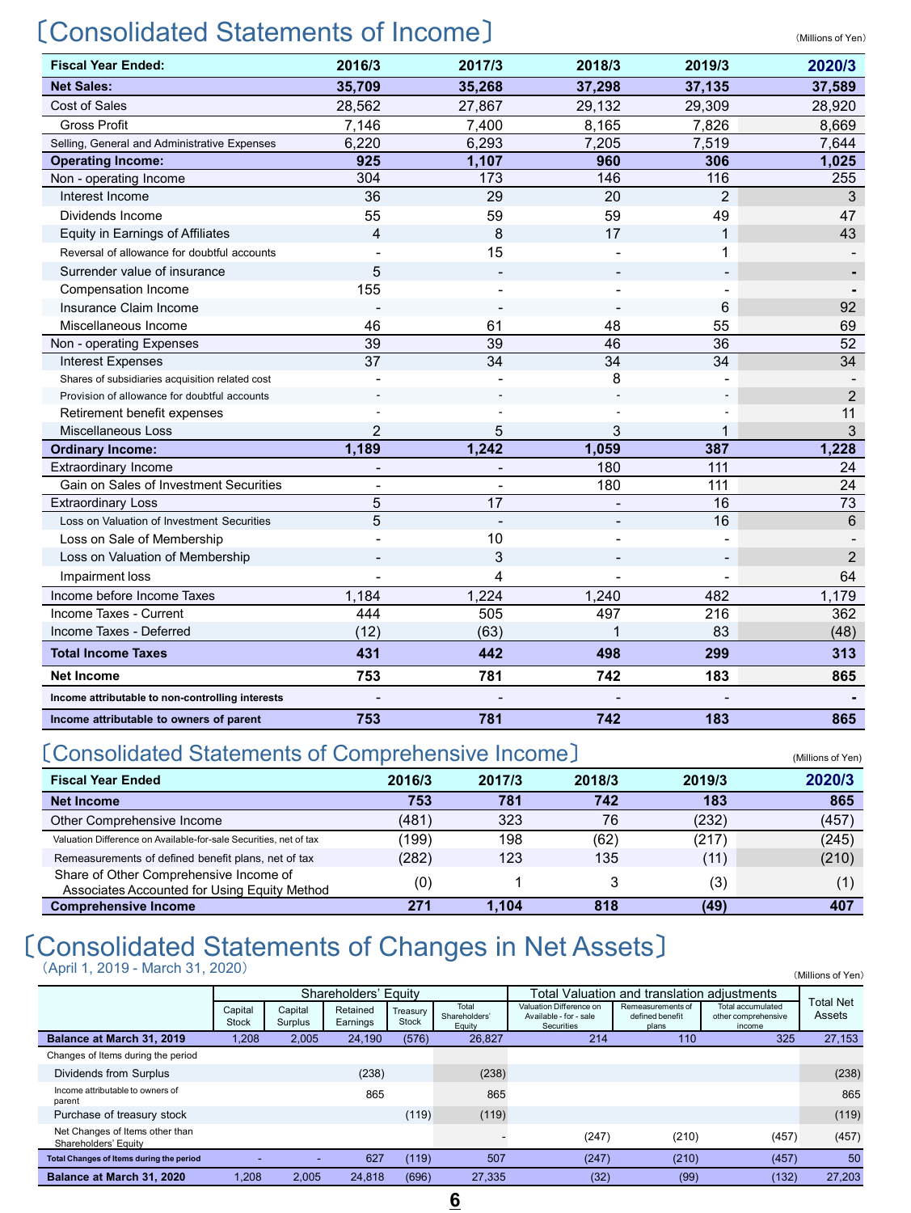# 〔Consolidated Statements of Income〕

(Millions of Yen)

| Fiscal Year Ended: | 2016/3 | 2017/3 | 2018/3 | 2019/3 | 2020/3 |
|---|---|---|---|---|---|
| **Net Sales:** | **35,709** | **35,268** | **37,298** | **37,135** | **37,589** |
| Cost of Sales | 28,562 | 27,867 | 29,132 | 29,309 | 28,920 |
| Gross Profit | 7,146 | 7,400 | 8,165 | 7,826 | 8,669 |
| Selling, General and Administrative Expenses | 6,220 | 6,293 | 7,205 | 7,519 | 7,644 |
| **Operating Income:** | **925** | **1,107** | **960** | **306** | **1,025** |
| Non - operating Income | 304 | 173 | 146 | 116 | 255 |
| Interest Income | 36 | 29 | 20 | 2 | 3 |
| Dividends Income | 55 | 59 | 59 | 49 | 47 |
| Equity in Earnings of Affiliates | 4 | 8 | 17 | 1 | 43 |
| Reversal of allowance for doubtful accounts | - | 15 | - | 1 | - |
| Surrender value of insurance | 5 | - | - | - | - |
| Compensation Income | 155 | - | - | - | - |
| Insurance Claim Income | - | - | - | 6 | 92 |
| Miscellaneous Income | 46 | 61 | 48 | 55 | 69 |
| Non - operating Expenses | 39 | 39 | 46 | 36 | 52 |
| Interest Expenses | 37 | 34 | 34 | 34 | 34 |
| Shares of subsidiaries acquisition related cost | - | - | 8 | - | - |
| Provision of allowance for doubtful accounts | - | - | - | - | 2 |
| Retirement benefit expenses | - | - | - | - | 11 |
| Miscellaneous Loss | 2 | 5 | 3 | 1 | 3 |
| **Ordinary Income:** | **1,189** | **1,242** | **1,059** | **387** | **1,228** |
| Extraordinary Income | - | - | 180 | 111 | 24 |
| Gain on Sales of Investment Securities | - | - | 180 | 111 | 24 |
| Extraordinary Loss | 5 | 17 | - | 16 | 73 |
| Loss on Valuation of Investment Securities | 5 | - | - | 16 | 6 |
| Loss on Sale of Membership | - | 10 | - | - | - |
| Loss on Valuation of Membership | - | 3 | - | - | 2 |
| Impairment loss | - | 4 | - | - | 64 |
| Income before Income Taxes | 1,184 | 1,224 | 1,240 | 482 | 1,179 |
| Income Taxes - Current | 444 | 505 | 497 | 216 | 362 |
| Income Taxes - Deferred | (12) | (63) | 1 | 83 | (48) |
| **Total Income Taxes** | **431** | **442** | **498** | **299** | **313** |
| **Net Income** | **753** | **781** | **742** | **183** | **865** |
| **Income attributable to non-controlling interests** | - | - | - | - | - |
| **Income attributable to owners of parent** | **753** | **781** | **742** | **183** | **865** |

# 〔Consolidated Statements of Comprehensive Income〕

(Millions of Yen)

| Fiscal Year Ended | 2016/3 | 2017/3 | 2018/3 | 2019/3 | 2020/3 |
|---|---|---|---|---|---|
| **Net Income** | **753** | **781** | **742** | **183** | **865** |
| Other Comprehensive Income | (481) | 323 | 76 | (232) | (457) |
| Valuation Difference on Available-for-sale Securities, net of tax | (199) | 198 | (62) | (217) | (245) |
| Remeasurements of defined benefit plans, net of tax | (282) | 123 | 135 | (11) | (210) |
| Share of Other Comprehensive Income of Associates Accounted for Using Equity Method | (0) | 1 | 3 | (3) | (1) |
| **Comprehensive Income** | **271** | **1,104** | **818** | **(49)** | **407** |

# 〔Consolidated Statements of Changes in Net Assets〕

(April 1, 2019 - March 31, 2020)

(Millions of Yen)

| | Shareholders' Equity | | | | | Total Valuation and translation adjustments | | | Total Net Assets |
|---|---|---|---|---|---|---|---|---|---|
| | Capital Stock | Capital Surplus | Retained Earnings | Treasury Stock | Total Shareholders' Equity | Valuation Difference on Available - for - sale Securities | Remeasurements of defined benefit plans | Total accumulated other comprehensive income | |
| **Balance at March 31, 2019** | 1,208 | 2,005 | 24,190 | (576) | 26,827 | 214 | 110 | 325 | 27,153 |
| Changes of Items during the period | | | | | | | | | |
| Dividends from Surplus | | | (238) | | (238) | | | | (238) |
| Income attributable to owners of parent | | | 865 | | 865 | | | | 865 |
| Purchase of treasury stock | | | | (119) | (119) | | | | (119) |
| Net Changes of Items other than Shareholders' Equity | | | | | - | (247) | (210) | (457) | (457) |
| **Total Changes of Items during the period** | - | - | 627 | (119) | 507 | (247) | (210) | (457) | 50 |
| **Balance at March 31, 2020** | 1,208 | 2,005 | 24,818 | (696) | 27,335 | (32) | (99) | (132) | 27,203 |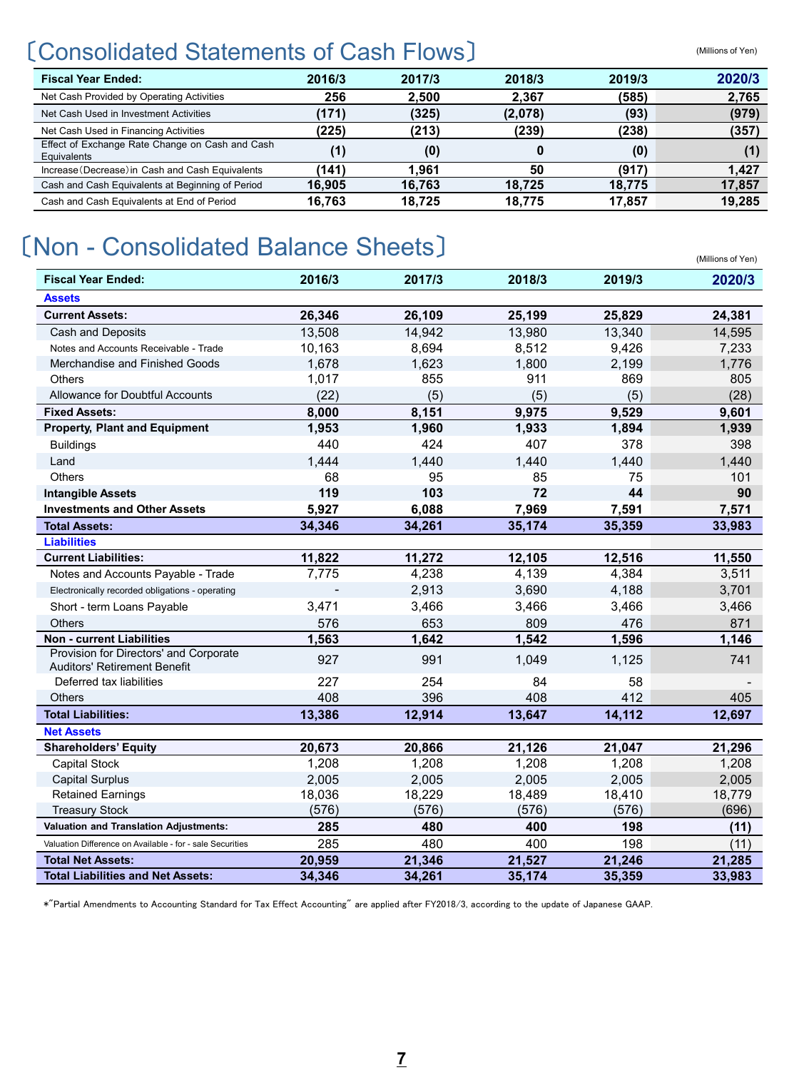## 〔Consolidated Statements of Cash Flows〕

(Millions of Yen)

| Fiscal Year Ended: | 2016/3 | 2017/3 | 2018/3 | 2019/3 | 2020/3 |
|---|---|---|---|---|---|
| Net Cash Provided by Operating Activities | 256 | 2,500 | 2,367 | (585) | 2,765 |
| Net Cash Used in Investment Activities | (171) | (325) | (2,078) | (93) | (979) |
| Net Cash Used in Financing Activities | (225) | (213) | (239) | (238) | (357) |
| Effect of Exchange Rate Change on Cash and Cash Equivalents | (1) | (0) | 0 | (0) | (1) |
| Increase(Decrease)in Cash and Cash Equivalents | (141) | 1,961 | 50 | (917) | 1,427 |
| Cash and Cash Equivalents at Beginning of Period | 16,905 | 16,763 | 18,725 | 18,775 | 17,857 |
| Cash and Cash Equivalents at End of Period | 16,763 | 18,725 | 18,775 | 17,857 | 19,285 |

## 〔Non - Consolidated Balance Sheets〕

(Millions of Yen)

| Fiscal Year Ended: | 2016/3 | 2017/3 | 2018/3 | 2019/3 | 2020/3 |
|---|---|---|---|---|---|
| **Assets** | | | | | |
| **Current Assets:** | **26,346** | **26,109** | **25,199** | **25,829** | **24,381** |
| Cash and Deposits | 13,508 | 14,942 | 13,980 | 13,340 | 14,595 |
| Notes and Accounts Receivable - Trade | 10,163 | 8,694 | 8,512 | 9,426 | 7,233 |
| Merchandise and Finished Goods | 1,678 | 1,623 | 1,800 | 2,199 | 1,776 |
| Others | 1,017 | 855 | 911 | 869 | 805 |
| Allowance for Doubtful Accounts | (22) | (5) | (5) | (5) | (28) |
| **Fixed Assets:** | **8,000** | **8,151** | **9,975** | **9,529** | **9,601** |
| **Property, Plant and Equipment** | **1,953** | **1,960** | **1,933** | **1,894** | **1,939** |
| Buildings | 440 | 424 | 407 | 378 | 398 |
| Land | 1,444 | 1,440 | 1,440 | 1,440 | 1,440 |
| Others | 68 | 95 | 85 | 75 | 101 |
| **Intangible Assets** | **119** | **103** | **72** | **44** | **90** |
| **Investments and Other Assets** | **5,927** | **6,088** | **7,969** | **7,591** | **7,571** |
| **Total Assets:** | **34,346** | **34,261** | **35,174** | **35,359** | **33,983** |
| **Liabilities** | | | | | |
| **Current Liabilities:** | **11,822** | **11,272** | **12,105** | **12,516** | **11,550** |
| Notes and Accounts Payable - Trade | 7,775 | 4,238 | 4,139 | 4,384 | 3,511 |
| Electronically recorded obligations - operating | - | 2,913 | 3,690 | 4,188 | 3,701 |
| Short - term Loans Payable | 3,471 | 3,466 | 3,466 | 3,466 | 3,466 |
| Others | 576 | 653 | 809 | 476 | 871 |
| **Non - current Liabilities** | **1,563** | **1,642** | **1,542** | **1,596** | **1,146** |
| Provision for Directors' and Corporate Auditors' Retirement Benefit | 927 | 991 | 1,049 | 1,125 | 741 |
| Deferred tax liabilities | 227 | 254 | 84 | 58 | - |
| Others | 408 | 396 | 408 | 412 | 405 |
| **Total Liabilities:** | **13,386** | **12,914** | **13,647** | **14,112** | **12,697** |
| **Net Assets** | | | | | |
| **Shareholders' Equity** | **20,673** | **20,866** | **21,126** | **21,047** | **21,296** |
| Capital Stock | 1,208 | 1,208 | 1,208 | 1,208 | 1,208 |
| Capital Surplus | 2,005 | 2,005 | 2,005 | 2,005 | 2,005 |
| Retained Earnings | 18,036 | 18,229 | 18,489 | 18,410 | 18,779 |
| Treasury Stock | (576) | (576) | (576) | (576) | (696) |
| **Valuation and Translation Adjustments:** | **285** | **480** | **400** | **198** | **(11)** |
| Valuation Difference on Available - for - sale Securities | 285 | 480 | 400 | 198 | (11) |
| **Total Net Assets:** | **20,959** | **21,346** | **21,527** | **21,246** | **21,285** |
| **Total Liabilities and Net Assets:** | **34,346** | **34,261** | **35,174** | **35,359** | **33,983** |

*"Partial Amendments to Accounting Standard for Tax Effect Accounting" are applied after FY2018/3, according to the update of Japanese GAAP.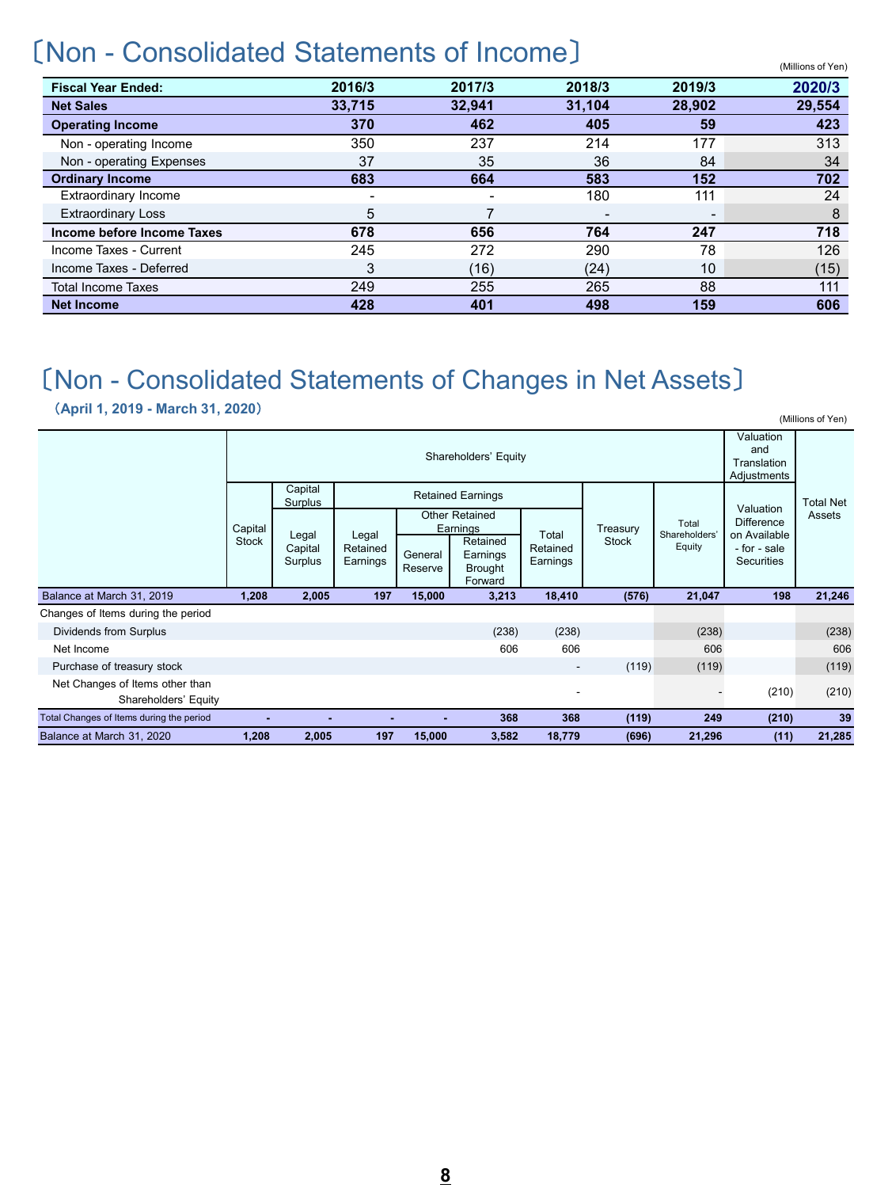# 〔Non - Consolidated Statements of Income〕

(Millions of Yen)

| Fiscal Year Ended: | 2016/3 | 2017/3 | 2018/3 | 2019/3 | 2020/3 |
|---|---|---|---|---|---|
| **Net Sales** | **33,715** | **32,941** | **31,104** | **28,902** | **29,554** |
| **Operating Income** | **370** | **462** | **405** | **59** | **423** |
| Non - operating Income | 350 | 237 | 214 | 177 | 313 |
| Non - operating Expenses | 37 | 35 | 36 | 84 | 34 |
| **Ordinary Income** | **683** | **664** | **583** | **152** | **702** |
| Extraordinary Income | - | - | 180 | 111 | 24 |
| Extraordinary Loss | 5 | 7 | - | - | 8 |
| **Income before Income Taxes** | **678** | **656** | **764** | **247** | **718** |
| Income Taxes - Current | 245 | 272 | 290 | 78 | 126 |
| Income Taxes - Deferred | 3 | (16) | (24) | 10 | (15) |
| Total Income Taxes | 249 | 255 | 265 | 88 | 111 |
| **Net Income** | **428** | **401** | **498** | **159** | **606** |

# 〔Non - Consolidated Statements of Changes in Net Assets〕

**（April 1, 2019 - March 31, 2020）**

(Millions of Yen)

| | Shareholders' Equity | | | | | | | | Valuation and Translation Adjustments | Total Net Assets |
|---|---|---|---|---|---|---|---|---|---|---|
| | Capital Stock | Capital Surplus | Retained Earnings | | | | Treasury Stock | Total Shareholders' Equity | Valuation Difference on Available - for - sale Securities | |
| | | Legal Capital Surplus | Legal Retained Earnings | Other Retained Earnings | | Total Retained Earnings | | | | |
| | | | | General Reserve | Retained Earnings Brought Forward | | | | | |
| Balance at March 31, 2019 | 1,208 | 2,005 | 197 | 15,000 | 3,213 | 18,410 | (576) | 21,047 | 198 | 21,246 |
| Changes of Items during the period | | | | | | | | | | |
| Dividends from Surplus | | | | | (238) | (238) | | (238) | | (238) |
| Net Income | | | | | 606 | 606 | | 606 | | 606 |
| Purchase of treasury stock | | | | | | - | (119) | (119) | | (119) |
| Net Changes of Items other than Shareholders' Equity | | | | | | - | | - | (210) | (210) |
| Total Changes of Items during the period | - | - | - | - | 368 | 368 | (119) | 249 | (210) | 39 |
| Balance at March 31, 2020 | 1,208 | 2,005 | 197 | 15,000 | 3,582 | 18,779 | (696) | 21,296 | (11) | 21,285 |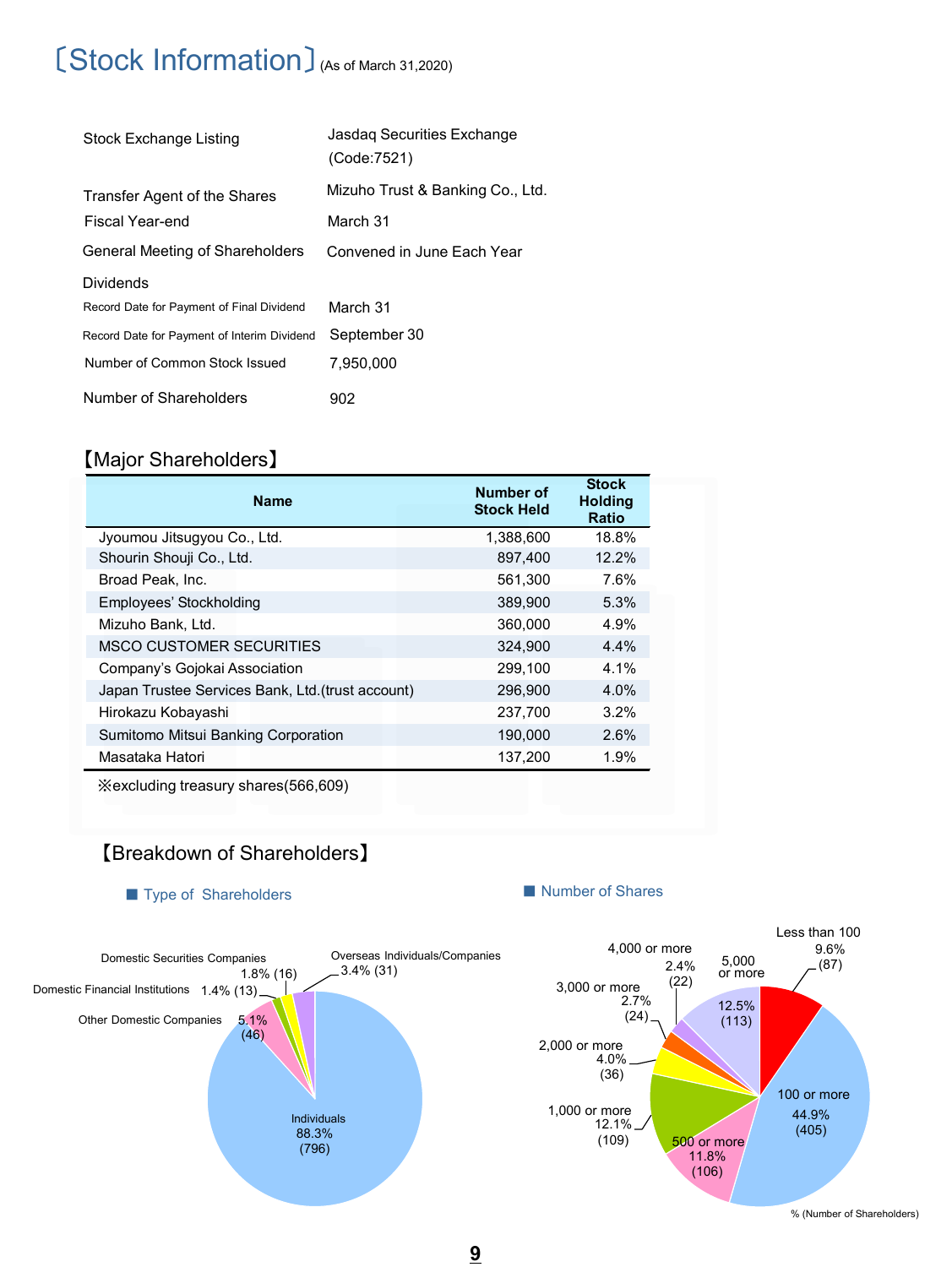# 〔Stock Information〕(As of March 31,2020)

| | |
|---|---|
| Stock Exchange Listing | Jasdaq Securities Exchange (Code:7521) |
| Transfer Agent of the Shares | Mizuho Trust & Banking Co., Ltd. |
| Fiscal Year-end | March 31 |
| General Meeting of Shareholders | Convened in June Each Year |
| Dividends | |
| Record Date for Payment of Final Dividend | March 31 |
| Record Date for Payment of Interim Dividend | September 30 |
| Number of Common Stock Issued | 7,950,000 |
| Number of Shareholders | 902 |

## 【Major Shareholders】

| Name | Number of Stock Held | Stock Holding Ratio |
|---|---|---|
| Jyoumou Jitsugyou Co., Ltd. | 1,388,600 | 18.8% |
| Shourin Shouji Co., Ltd. | 897,400 | 12.2% |
| Broad Peak, Inc. | 561,300 | 7.6% |
| Employees' Stockholding | 389,900 | 5.3% |
| Mizuho Bank, Ltd. | 360,000 | 4.9% |
| MSCO CUSTOMER SECURITIES | 324,900 | 4.4% |
| Company's Gojokai Association | 299,100 | 4.1% |
| Japan Trustee Services Bank, Ltd.(trust account) | 296,900 | 4.0% |
| Hirokazu Kobayashi | 237,700 | 3.2% |
| Sumitomo Mitsui Banking Corporation | 190,000 | 2.6% |
| Masataka Hatori | 137,200 | 1.9% |

※excluding treasury shares(566,609)

## 【Breakdown of Shareholders】

■ Type of Shareholders

| Type | % | (Number) |
|---|---|---|
| Individuals | 88.3% | (796) |
| Other Domestic Companies | 5.1% | (46) |
| Domestic Financial Institutions | 1.4% | (13) |
| Domestic Securities Companies | 1.8% | (16) |
| Overseas Individuals/Companies | 3.4% | (31) |

■ Number of Shares

| Number of Shares | % | (Number) |
|---|---|---|
| Less than 100 | 9.6% | (87) |
| 100 or more | 44.9% | (405) |
| 500 or more | 11.8% | (106) |
| 1,000 or more | 12.1% | (109) |
| 2,000 or more | 4.0% | (36) |
| 3,000 or more | 2.7% | (24) |
| 4,000 or more | 2.4% | (22) |
| 5,000 or more | 12.5% | (113) |

% (Number of Shareholders)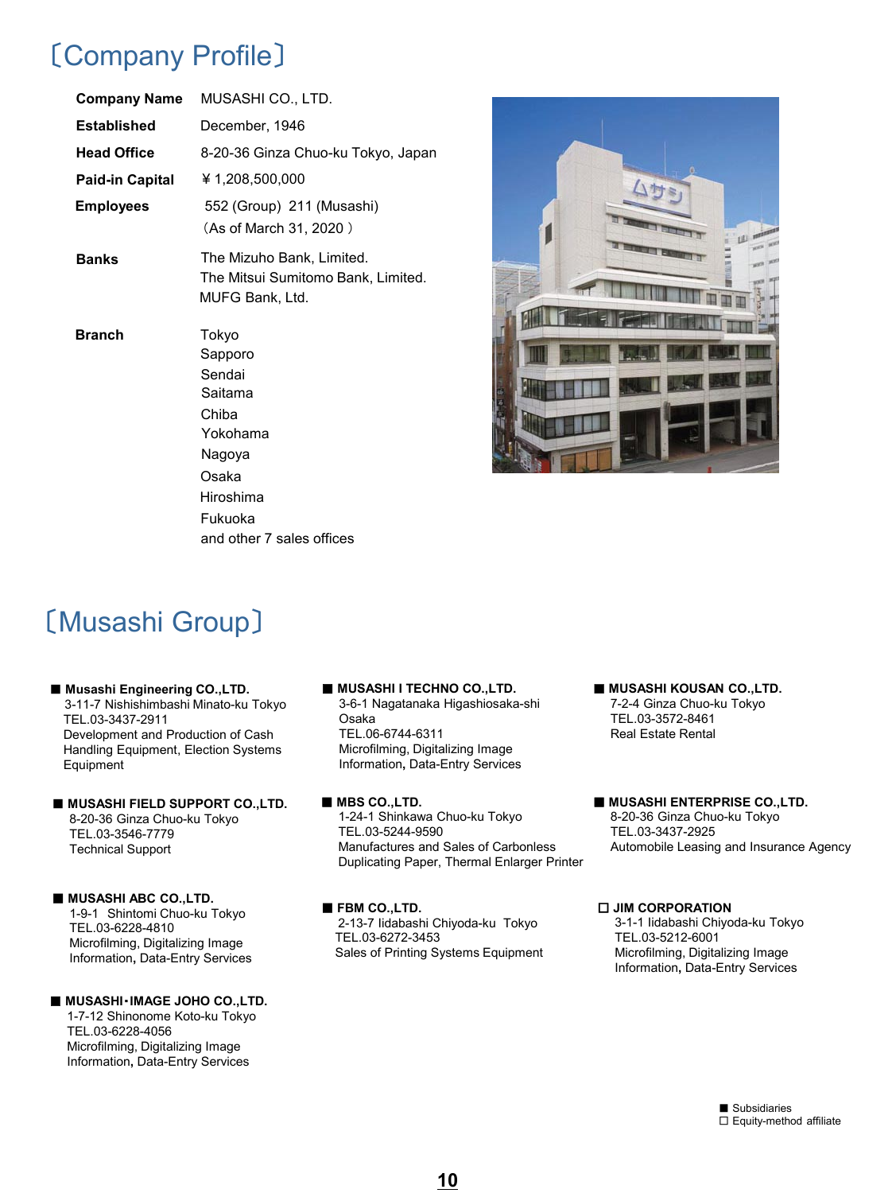# 〔Company Profile〕

| | |
|---|---|
| **Company Name** | MUSASHI CO., LTD. |
| **Established** | December, 1946 |
| **Head Office** | 8-20-36 Ginza Chuo-ku Tokyo, Japan |
| **Paid-in Capital** | ¥ 1,208,500,000 |
| **Employees** | 552 (Group) 211 (Musashi) (As of March 31, 2020 ) |
| **Banks** | The Mizuho Bank, Limited.<br>The Mitsui Sumitomo Bank, Limited.<br>MUFG Bank, Ltd. |
| **Branch** | Tokyo<br>Sapporo<br>Sendai<br>Saitama<br>Chiba<br>Yokohama<br>Nagoya<br>Osaka<br>Hiroshima<br>Fukuoka<br>and other 7 sales offices |

# 〔Musashi Group〕

■ **Musashi Engineering CO.,LTD.**
3-11-7 Nishishimbashi Minato-ku Tokyo
TEL.03-3437-2911
Development and Production of Cash Handling Equipment, Election Systems Equipment

■ **MUSASHI FIELD SUPPORT CO.,LTD.**
8-20-36 Ginza Chuo-ku Tokyo
TEL.03-3546-7779
Technical Support

■ **MUSASHI ABC CO.,LTD.**
1-9-1 Shintomi Chuo-ku Tokyo
TEL.03-6228-4810
Microfilming, Digitalizing Image Information, Data-Entry Services

■ **MUSASHI･IMAGE JOHO CO.,LTD.**
1-7-12 Shinonome Koto-ku Tokyo
TEL.03-6228-4056
Microfilming, Digitalizing Image Information, Data-Entry Services

■ **MUSASHI I TECHNO CO.,LTD.**
3-6-1 Nagatanaka Higashiosaka-shi Osaka
TEL.06-6744-6311
Microfilming, Digitalizing Image Information, Data-Entry Services

■ **MBS CO.,LTD.**
1-24-1 Shinkawa Chuo-ku Tokyo
TEL.03-5244-9590
Manufactures and Sales of Carbonless Duplicating Paper, Thermal Enlarger Printer

■ **FBM CO.,LTD.**
2-13-7 Iidabashi Chiyoda-ku Tokyo
TEL.03-6272-3453
Sales of Printing Systems Equipment

■ **MUSASHI KOUSAN CO.,LTD.**
7-2-4 Ginza Chuo-ku Tokyo
TEL.03-3572-8461
Real Estate Rental

■ **MUSASHI ENTERPRISE CO.,LTD.**
8-20-36 Ginza Chuo-ku Tokyo
TEL.03-3437-2925
Automobile Leasing and Insurance Agency

☐ **JIM CORPORATION**
3-1-1 Iidabashi Chiyoda-ku Tokyo
TEL.03-5212-6001
Microfilming, Digitalizing Image Information, Data-Entry Services

■ Subsidiaries
☐ Equity-method affiliate